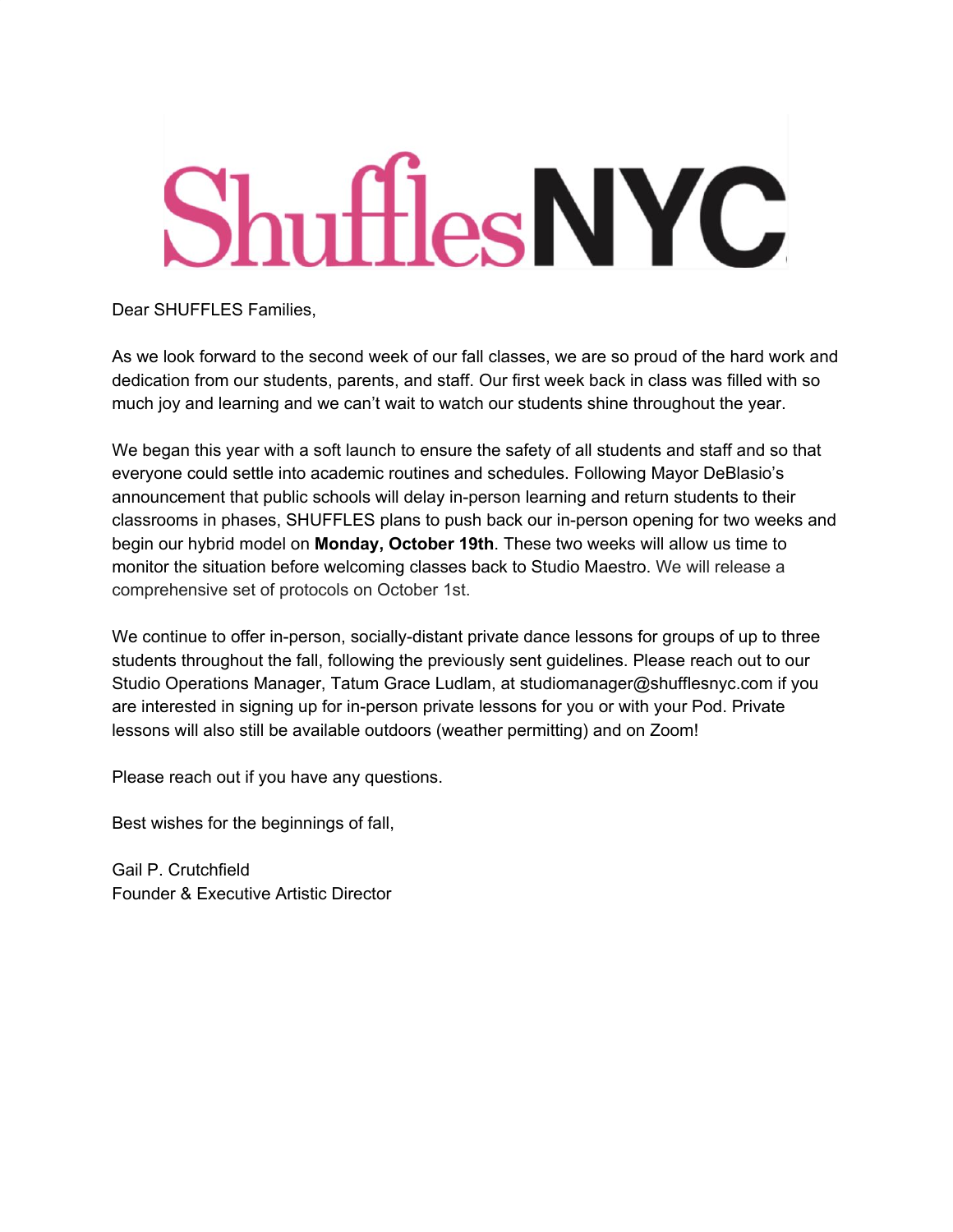# ShufflesNYC

Dear SHUFFLES Families,

As we look forward to the second week of our fall classes, we are so proud of the hard work and dedication from our students, parents, and staff. Our first week back in class was filled with so much joy and learning and we can't wait to watch our students shine throughout the year.

We began this year with a soft launch to ensure the safety of all students and staff and so that everyone could settle into academic routines and schedules. Following Mayor DeBlasio's announcement that public schools will delay in-person learning and return students to their classrooms in phases, SHUFFLES plans to push back our in-person opening for two weeks and begin our hybrid model on **Monday, October 19th**. These two weeks will allow us time to monitor the situation before welcoming classes back to Studio Maestro. We will release a comprehensive set of protocols on October 1st.

We continue to offer in-person, socially-distant private dance lessons for groups of up to three students throughout the fall, following the previously sent guidelines. Please reach out to our Studio Operations Manager, Tatum Grace Ludlam, at studiomanager@shufflesnyc.com if you are interested in signing up for in-person private lessons for you or with your Pod. Private lessons will also still be available outdoors (weather permitting) and on Zoom!

Please reach out if you have any questions.

Best wishes for the beginnings of fall,

Gail P. Crutchfield
Founder & Executive Artistic Director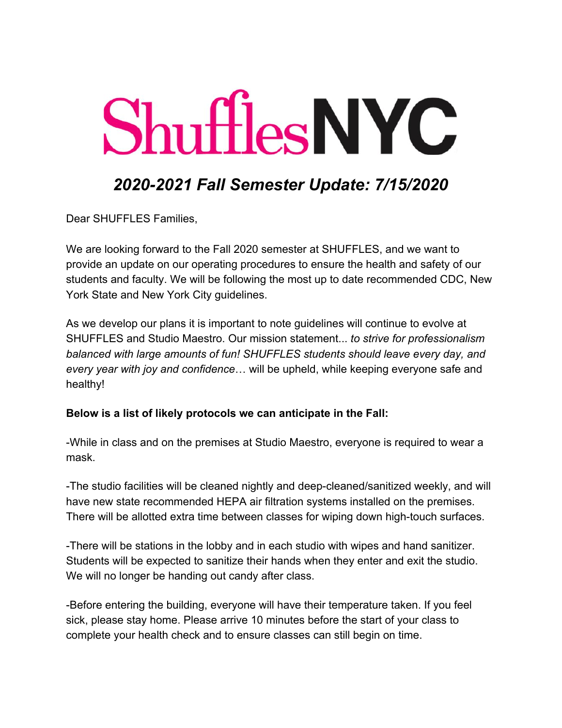# ShufflesNYC

## *2020-2021 Fall Semester Update: 7/15/2020*

Dear SHUFFLES Families,

We are looking forward to the Fall 2020 semester at SHUFFLES, and we want to provide an update on our operating procedures to ensure the health and safety of our students and faculty. We will be following the most up to date recommended CDC, New York State and New York City guidelines.

As we develop our plans it is important to note guidelines will continue to evolve at SHUFFLES and Studio Maestro. Our mission statement... *to strive for professionalism balanced with large amounts of fun! SHUFFLES students should leave every day, and every year with joy and confidence*… will be upheld, while keeping everyone safe and healthy!

**Below is a list of likely protocols we can anticipate in the Fall:**

-While in class and on the premises at Studio Maestro, everyone is required to wear a mask.

-The studio facilities will be cleaned nightly and deep-cleaned/sanitized weekly, and will have new state recommended HEPA air filtration systems installed on the premises. There will be allotted extra time between classes for wiping down high-touch surfaces.

-There will be stations in the lobby and in each studio with wipes and hand sanitizer. Students will be expected to sanitize their hands when they enter and exit the studio. We will no longer be handing out candy after class.

-Before entering the building, everyone will have their temperature taken. If you feel sick, please stay home. Please arrive 10 minutes before the start of your class to complete your health check and to ensure classes can still begin on time.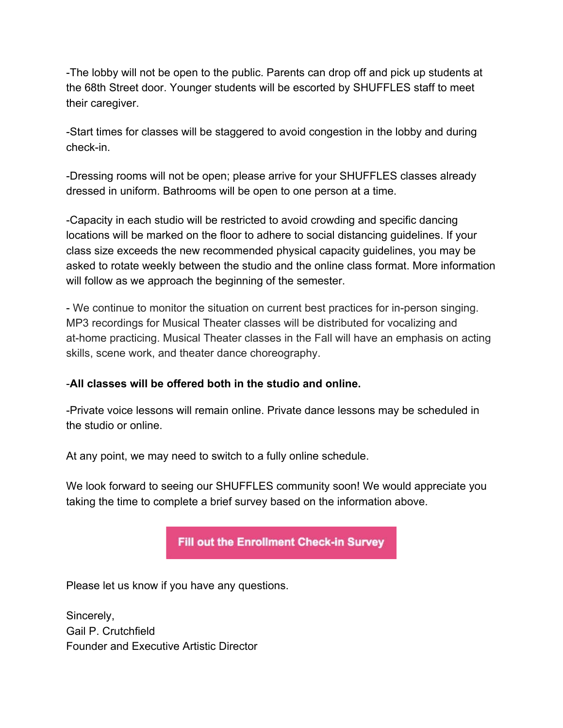-The lobby will not be open to the public. Parents can drop off and pick up students at the 68th Street door. Younger students will be escorted by SHUFFLES staff to meet their caregiver.

-Start times for classes will be staggered to avoid congestion in the lobby and during check-in.

-Dressing rooms will not be open; please arrive for your SHUFFLES classes already dressed in uniform. Bathrooms will be open to one person at a time.

-Capacity in each studio will be restricted to avoid crowding and specific dancing locations will be marked on the floor to adhere to social distancing guidelines. If your class size exceeds the new recommended physical capacity guidelines, you may be asked to rotate weekly between the studio and the online class format. More information will follow as we approach the beginning of the semester.

- We continue to monitor the situation on current best practices for in-person singing. MP3 recordings for Musical Theater classes will be distributed for vocalizing and at-home practicing. Musical Theater classes in the Fall will have an emphasis on acting skills, scene work, and theater dance choreography.

-**All classes will be offered both in the studio and online.**

-Private voice lessons will remain online. Private dance lessons may be scheduled in the studio or online.

At any point, we may need to switch to a fully online schedule.

We look forward to seeing our SHUFFLES community soon! We would appreciate you taking the time to complete a brief survey based on the information above.

**Fill out the Enrollment Check-in Survey**

Please let us know if you have any questions.

Sincerely,
Gail P. Crutchfield
Founder and Executive Artistic Director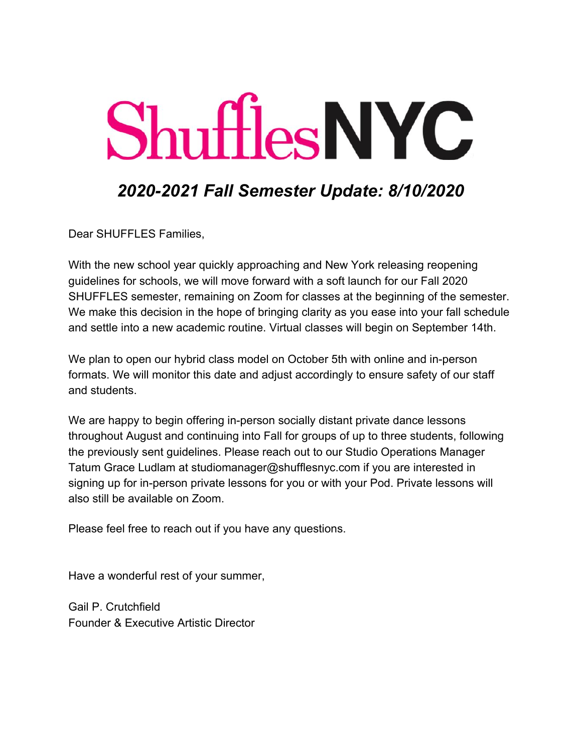# ShufflesNYC

## *2020-2021 Fall Semester Update: 8/10/2020*

Dear SHUFFLES Families,

With the new school year quickly approaching and New York releasing reopening guidelines for schools, we will move forward with a soft launch for our Fall 2020 SHUFFLES semester, remaining on Zoom for classes at the beginning of the semester. We make this decision in the hope of bringing clarity as you ease into your fall schedule and settle into a new academic routine. Virtual classes will begin on September 14th.

We plan to open our hybrid class model on October 5th with online and in-person formats. We will monitor this date and adjust accordingly to ensure safety of our staff and students.

We are happy to begin offering in-person socially distant private dance lessons throughout August and continuing into Fall for groups of up to three students, following the previously sent guidelines. Please reach out to our Studio Operations Manager Tatum Grace Ludlam at studiomanager@shufflesnyc.com if you are interested in signing up for in-person private lessons for you or with your Pod. Private lessons will also still be available on Zoom.

Please feel free to reach out if you have any questions.

Have a wonderful rest of your summer,

Gail P. Crutchfield
Founder & Executive Artistic Director